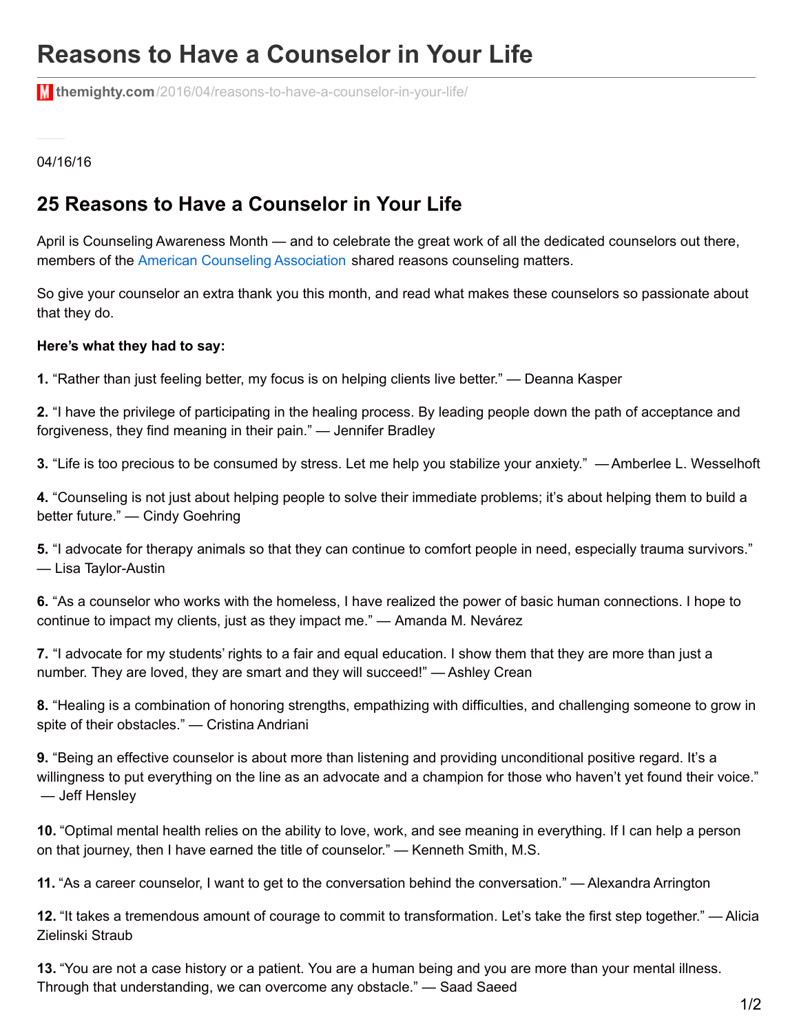# Reasons to Have a Counselor in Your Life

themighty.com/2016/04/reasons-to-have-a-counselor-in-your-life/

04/16/16

## 25 Reasons to Have a Counselor in Your Life

April is Counseling Awareness Month — and to celebrate the great work of all the dedicated counselors out there, members of the American Counseling Association shared reasons counseling matters.

So give your counselor an extra thank you this month, and read what makes these counselors so passionate about that they do.

**Here's what they had to say:**

**1.** "Rather than just feeling better, my focus is on helping clients live better." — Deanna Kasper

**2.** "I have the privilege of participating in the healing process. By leading people down the path of acceptance and forgiveness, they find meaning in their pain." — Jennifer Bradley

**3.** "Life is too precious to be consumed by stress. Let me help you stabilize your anxiety." — Amberlee L. Wesselhoft

**4.** "Counseling is not just about helping people to solve their immediate problems; it's about helping them to build a better future." — Cindy Goehring

**5.** "I advocate for therapy animals so that they can continue to comfort people in need, especially trauma survivors." — Lisa Taylor-Austin

**6.** "As a counselor who works with the homeless, I have realized the power of basic human connections. I hope to continue to impact my clients, just as they impact me." — Amanda M. Nevárez

**7.** "I advocate for my students' rights to a fair and equal education. I show them that they are more than just a number. They are loved, they are smart and they will succeed!" — Ashley Crean

**8.** "Healing is a combination of honoring strengths, empathizing with difficulties, and challenging someone to grow in spite of their obstacles." — Cristina Andriani

**9.** "Being an effective counselor is about more than listening and providing unconditional positive regard. It's a willingness to put everything on the line as an advocate and a champion for those who haven't yet found their voice." — Jeff Hensley

**10.** "Optimal mental health relies on the ability to love, work, and see meaning in everything. If I can help a person on that journey, then I have earned the title of counselor." — Kenneth Smith, M.S.

**11.** "As a career counselor, I want to get to the conversation behind the conversation." — Alexandra Arrington

**12.** "It takes a tremendous amount of courage to commit to transformation. Let's take the first step together." — Alicia Zielinski Straub

**13.** "You are not a case history or a patient. You are a human being and you are more than your mental illness. Through that understanding, we can overcome any obstacle." — Saad Saeed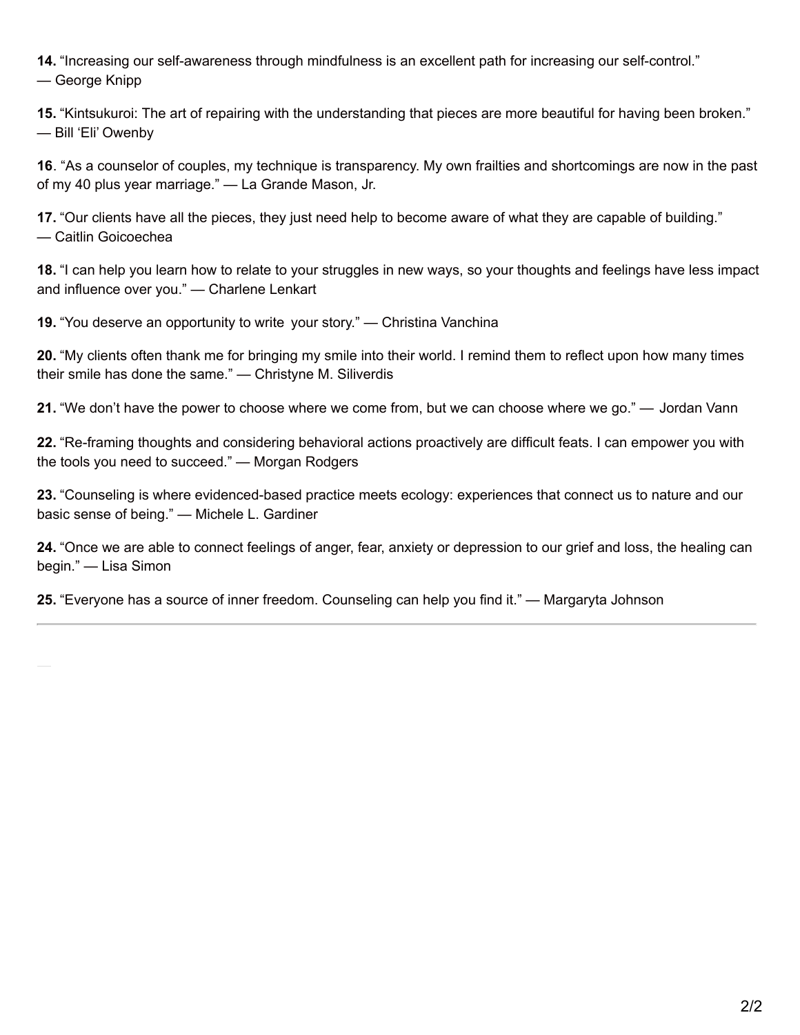**14.** “Increasing our self-awareness through mindfulness is an excellent path for increasing our self-control.” — George Knipp

**15.** “Kintsukuroi: The art of repairing with the understanding that pieces are more beautiful for having been broken.” — Bill ‘Eli’ Owenby

**16**. “As a counselor of couples, my technique is transparency. My own frailties and shortcomings are now in the past of my 40 plus year marriage.” — La Grande Mason, Jr.

**17.** “Our clients have all the pieces, they just need help to become aware of what they are capable of building.” — Caitlin Goicoechea

**18.** “I can help you learn how to relate to your struggles in new ways, so your thoughts and feelings have less impact and influence over you.” — Charlene Lenkart

**19.** “You deserve an opportunity to write your story.” — Christina Vanchina

**20.** “My clients often thank me for bringing my smile into their world. I remind them to reflect upon how many times their smile has done the same.” — Christyne M. Siliverdis

**21.** “We don’t have the power to choose where we come from, but we can choose where we go.” — Jordan Vann

**22.** “Re-framing thoughts and considering behavioral actions proactively are difficult feats. I can empower you with the tools you need to succeed.” — Morgan Rodgers

**23.** “Counseling is where evidenced-based practice meets ecology: experiences that connect us to nature and our basic sense of being.” — Michele L. Gardiner

**24.** “Once we are able to connect feelings of anger, fear, anxiety or depression to our grief and loss, the healing can begin.” — Lisa Simon

**25.** “Everyone has a source of inner freedom. Counseling can help you find it.” — Margaryta Johnson

---